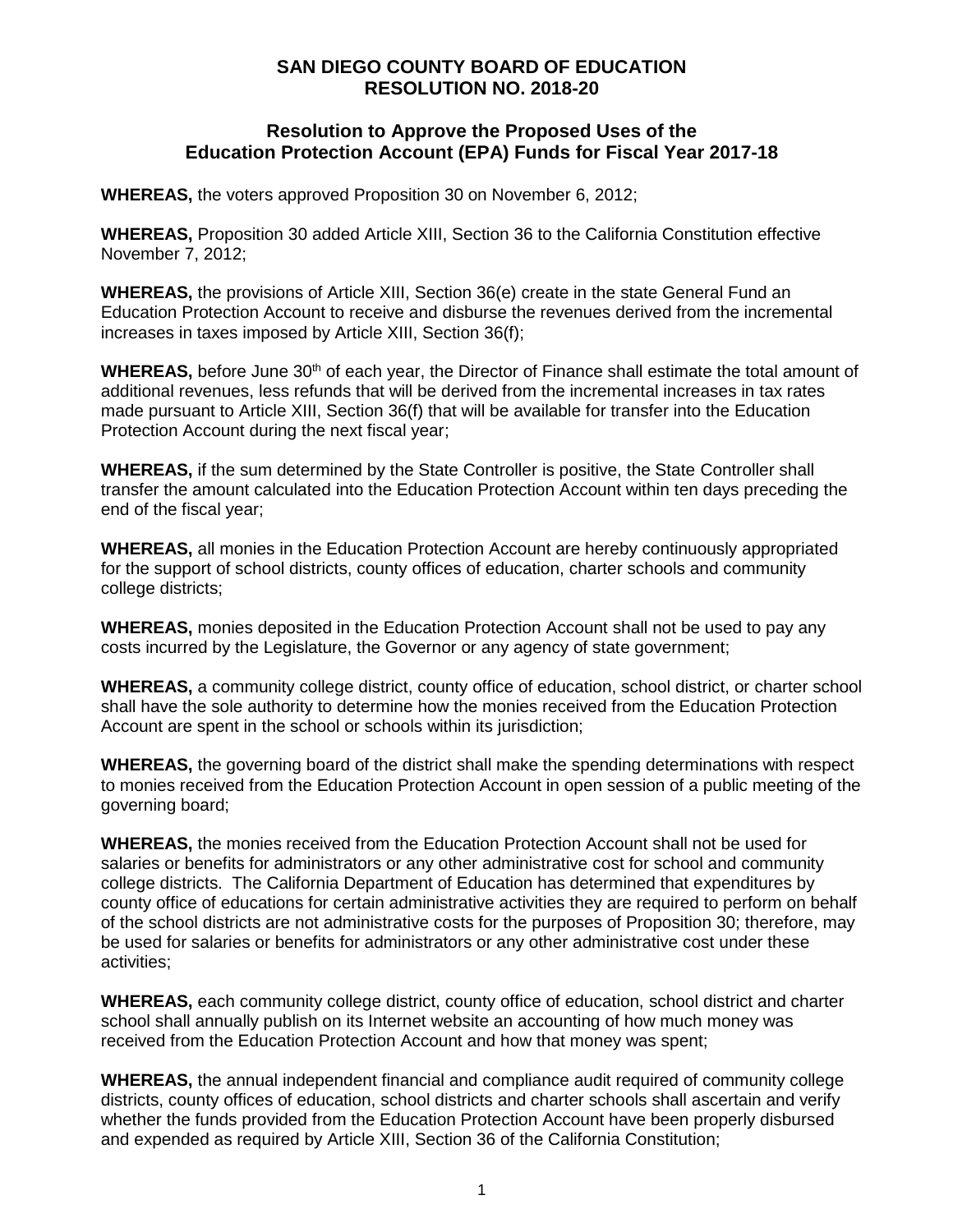# SAN DIEGO COUNTY BOARD OF EDUCATION
# RESOLUTION NO. 2018-20

## Resolution to Approve the Proposed Uses of the Education Protection Account (EPA) Funds for Fiscal Year 2017-18

**WHEREAS,** the voters approved Proposition 30 on November 6, 2012;

**WHEREAS,** Proposition 30 added Article XIII, Section 36 to the California Constitution effective November 7, 2012;

**WHEREAS,** the provisions of Article XIII, Section 36(e) create in the state General Fund an Education Protection Account to receive and disburse the revenues derived from the incremental increases in taxes imposed by Article XIII, Section 36(f);

**WHEREAS,** before June 30th of each year, the Director of Finance shall estimate the total amount of additional revenues, less refunds that will be derived from the incremental increases in tax rates made pursuant to Article XIII, Section 36(f) that will be available for transfer into the Education Protection Account during the next fiscal year;

**WHEREAS,** if the sum determined by the State Controller is positive, the State Controller shall transfer the amount calculated into the Education Protection Account within ten days preceding the end of the fiscal year;

**WHEREAS,** all monies in the Education Protection Account are hereby continuously appropriated for the support of school districts, county offices of education, charter schools and community college districts;

**WHEREAS,** monies deposited in the Education Protection Account shall not be used to pay any costs incurred by the Legislature, the Governor or any agency of state government;

**WHEREAS,** a community college district, county office of education, school district, or charter school shall have the sole authority to determine how the monies received from the Education Protection Account are spent in the school or schools within its jurisdiction;

**WHEREAS,** the governing board of the district shall make the spending determinations with respect to monies received from the Education Protection Account in open session of a public meeting of the governing board;

**WHEREAS,** the monies received from the Education Protection Account shall not be used for salaries or benefits for administrators or any other administrative cost for school and community college districts. The California Department of Education has determined that expenditures by county office of educations for certain administrative activities they are required to perform on behalf of the school districts are not administrative costs for the purposes of Proposition 30; therefore, may be used for salaries or benefits for administrators or any other administrative cost under these activities;

**WHEREAS,** each community college district, county office of education, school district and charter school shall annually publish on its Internet website an accounting of how much money was received from the Education Protection Account and how that money was spent;

**WHEREAS,** the annual independent financial and compliance audit required of community college districts, county offices of education, school districts and charter schools shall ascertain and verify whether the funds provided from the Education Protection Account have been properly disbursed and expended as required by Article XIII, Section 36 of the California Constitution;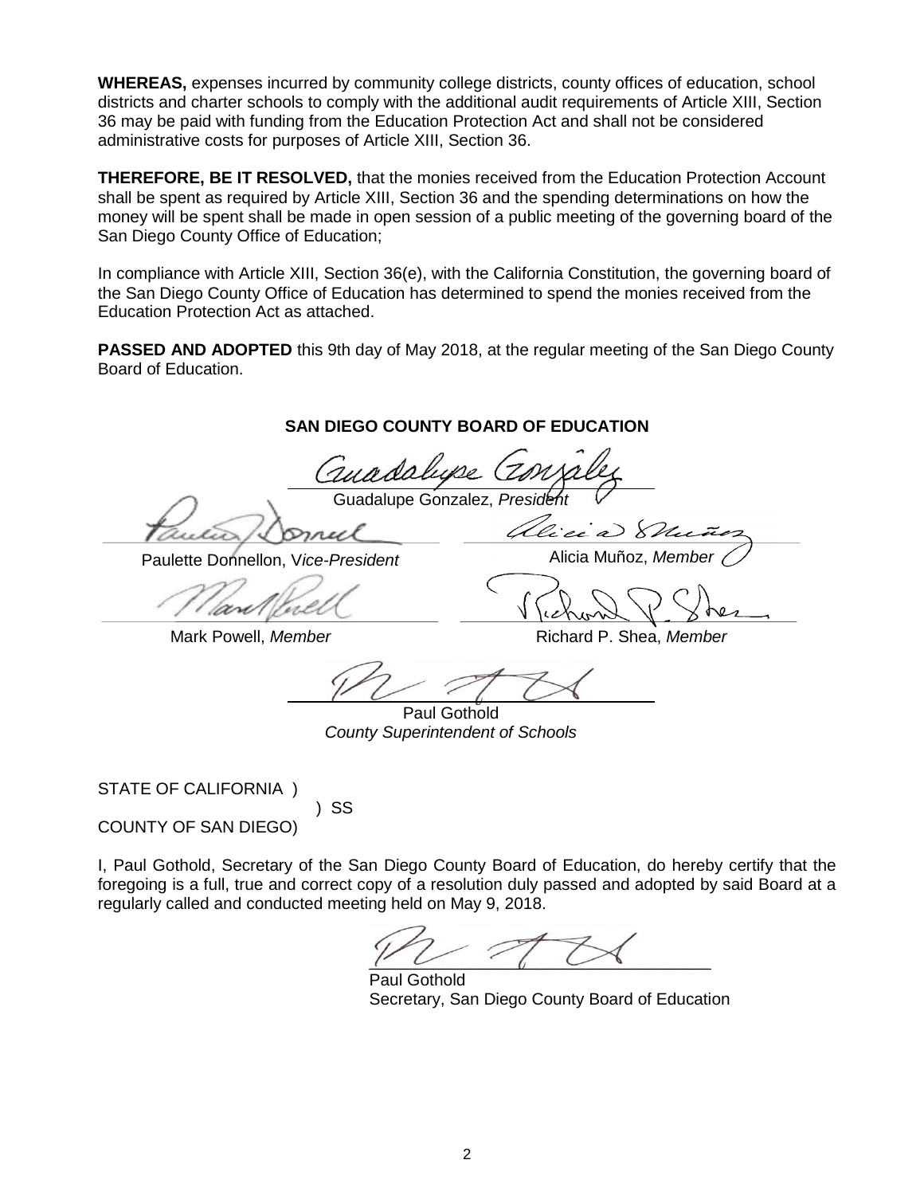**WHEREAS,** expenses incurred by community college districts, county offices of education, school districts and charter schools to comply with the additional audit requirements of Article XIII, Section 36 may be paid with funding from the Education Protection Act and shall not be considered administrative costs for purposes of Article XIII, Section 36.

**THEREFORE, BE IT RESOLVED,** that the monies received from the Education Protection Account shall be spent as required by Article XIII, Section 36 and the spending determinations on how the money will be spent shall be made in open session of a public meeting of the governing board of the San Diego County Office of Education;

In compliance with Article XIII, Section 36(e), with the California Constitution, the governing board of the San Diego County Office of Education has determined to spend the monies received from the Education Protection Act as attached.

**PASSED AND ADOPTED** this 9th day of May 2018, at the regular meeting of the San Diego County Board of Education.

**SAN DIEGO COUNTY BOARD OF EDUCATION**

Guadalupe Gonzalez, *President*

Paulette Donnellon, V*ice-President*

Alicia Muñoz, *Member*

Mark Powell, *Member*

Richard P. Shea, *Member*

Paul Gothold
*County Superintendent of Schools*

STATE OF CALIFORNIA )
) SS
COUNTY OF SAN DIEGO)

I, Paul Gothold, Secretary of the San Diego County Board of Education, do hereby certify that the foregoing is a full, true and correct copy of a resolution duly passed and adopted by said Board at a regularly called and conducted meeting held on May 9, 2018.

Paul Gothold
Secretary, San Diego County Board of Education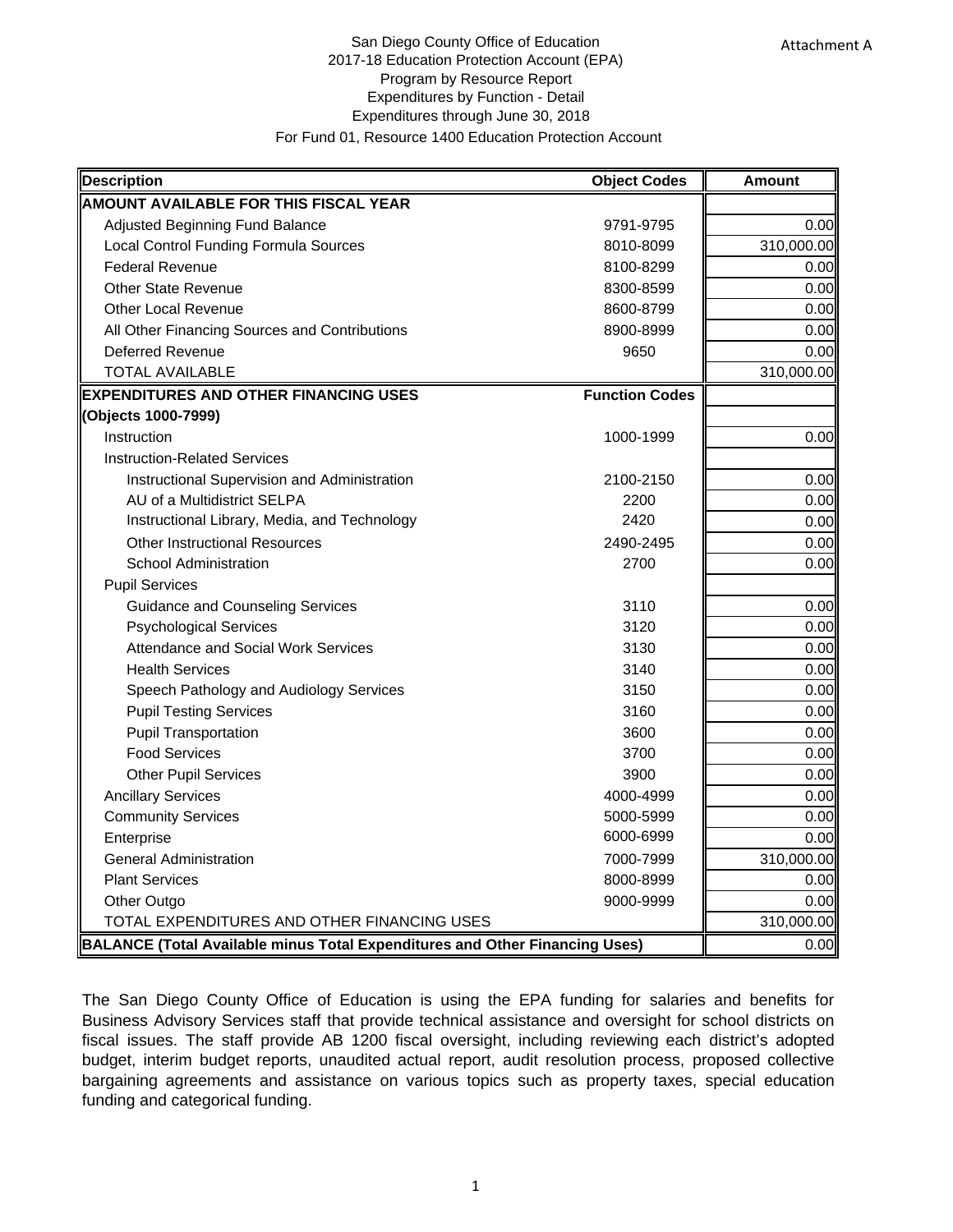Attachment A

San Diego County Office of Education
2017-18 Education Protection Account (EPA)
Program by Resource Report
Expenditures by Function - Detail
Expenditures through June 30, 2018
For Fund 01, Resource 1400 Education Protection Account

| **Description** | **Object Codes** | **Amount** |
|---|---|---|
| **AMOUNT AVAILABLE FOR THIS FISCAL YEAR** | | |
| Adjusted Beginning Fund Balance | 9791-9795 | 0.00 |
| Local Control Funding Formula Sources | 8010-8099 | 310,000.00 |
| Federal Revenue | 8100-8299 | 0.00 |
| Other State Revenue | 8300-8599 | 0.00 |
| Other Local Revenue | 8600-8799 | 0.00 |
| All Other Financing Sources and Contributions | 8900-8999 | 0.00 |
| Deferred Revenue | 9650 | 0.00 |
| TOTAL AVAILABLE | | 310,000.00 |
| **EXPENDITURES AND OTHER FINANCING USES** | **Function Codes** | |
| **(Objects 1000-7999)** | | |
| Instruction | 1000-1999 | 0.00 |
| Instruction-Related Services | | |
| Instructional Supervision and Administration | 2100-2150 | 0.00 |
| AU of a Multidistrict SELPA | 2200 | 0.00 |
| Instructional Library, Media, and Technology | 2420 | 0.00 |
| Other Instructional Resources | 2490-2495 | 0.00 |
| School Administration | 2700 | 0.00 |
| Pupil Services | | |
| Guidance and Counseling Services | 3110 | 0.00 |
| Psychological Services | 3120 | 0.00 |
| Attendance and Social Work Services | 3130 | 0.00 |
| Health Services | 3140 | 0.00 |
| Speech Pathology and Audiology Services | 3150 | 0.00 |
| Pupil Testing Services | 3160 | 0.00 |
| Pupil Transportation | 3600 | 0.00 |
| Food Services | 3700 | 0.00 |
| Other Pupil Services | 3900 | 0.00 |
| Ancillary Services | 4000-4999 | 0.00 |
| Community Services | 5000-5999 | 0.00 |
| Enterprise | 6000-6999 | 0.00 |
| General Administration | 7000-7999 | 310,000.00 |
| Plant Services | 8000-8999 | 0.00 |
| Other Outgo | 9000-9999 | 0.00 |
| TOTAL EXPENDITURES AND OTHER FINANCING USES | | 310,000.00 |
| **BALANCE (Total Available minus Total Expenditures and Other Financing Uses)** | | 0.00 |

The San Diego County Office of Education is using the EPA funding for salaries and benefits for Business Advisory Services staff that provide technical assistance and oversight for school districts on fiscal issues. The staff provide AB 1200 fiscal oversight, including reviewing each district's adopted budget, interim budget reports, unaudited actual report, audit resolution process, proposed collective bargaining agreements and assistance on various topics such as property taxes, special education funding and categorical funding.